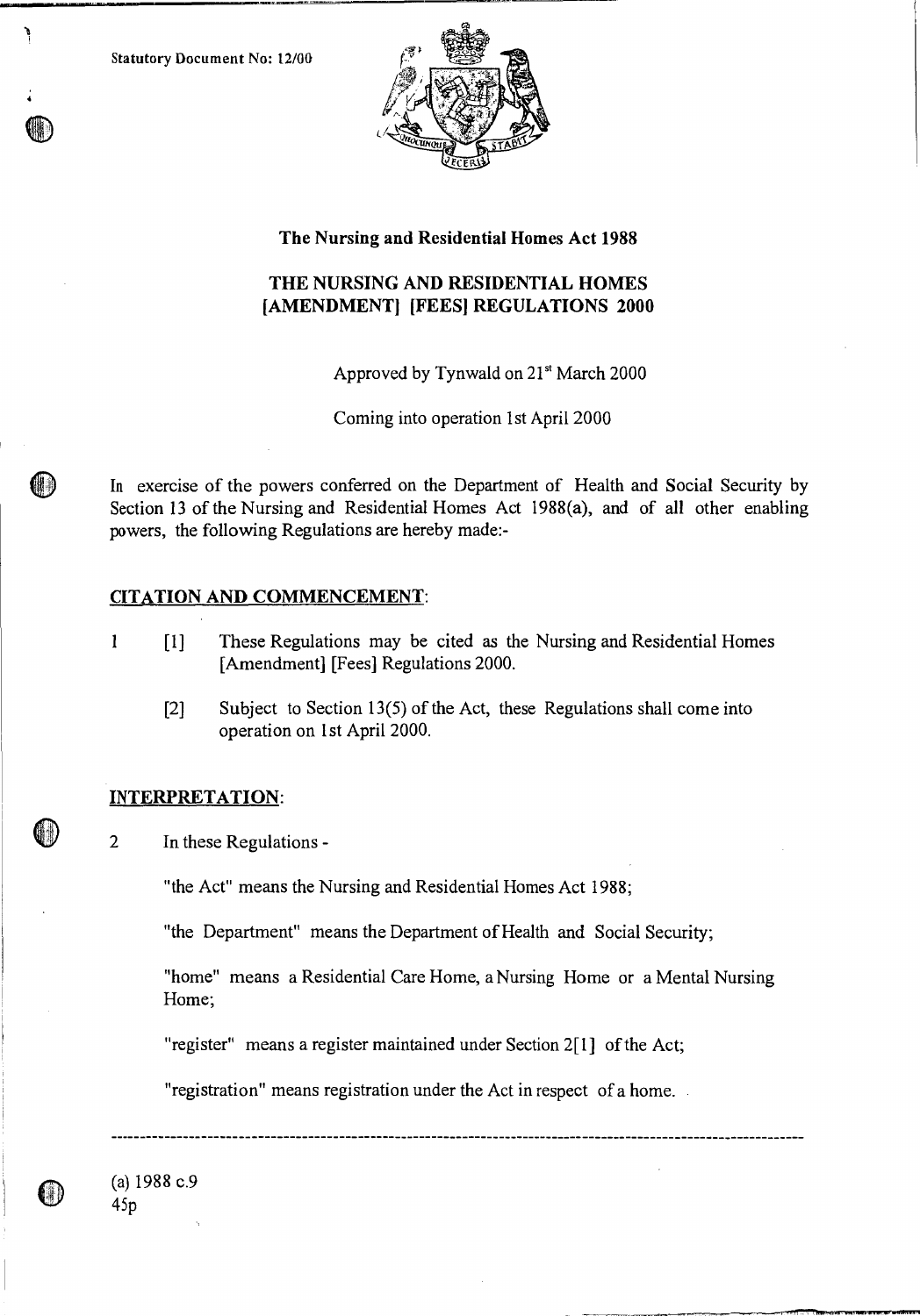Statutory Document No: 12/00

**The Nursing and Residential Homes Act 1988**

# THE NURSING AND RESIDENTIAL HOMES [AMENDMENT] [FEES] REGULATIONS 2000

Approved by Tynwald on 21st March 2000

Coming into operation 1st April 2000

In exercise of the powers conferred on the Department of Health and Social Security by Section 13 of the Nursing and Residential Homes Act 1988(a), and of all other enabling powers, the following Regulations are hereby made:-

## CITATION AND COMMENCEMENT:

1 [1] These Regulations may be cited as the Nursing and Residential Homes [Amendment] [Fees] Regulations 2000.

[2] Subject to Section 13(5) of the Act, these Regulations shall come into operation on 1st April 2000.

## INTERPRETATION:

2 In these Regulations -

"the Act" means the Nursing and Residential Homes Act 1988;

"the Department" means the Department of Health and Social Security;

"home" means a Residential Care Home, a Nursing Home or a Mental Nursing Home;

"register" means a register maintained under Section 2[1] of the Act;

"registration" means registration under the Act in respect of a home.

---

(a) 1988 c.9

45p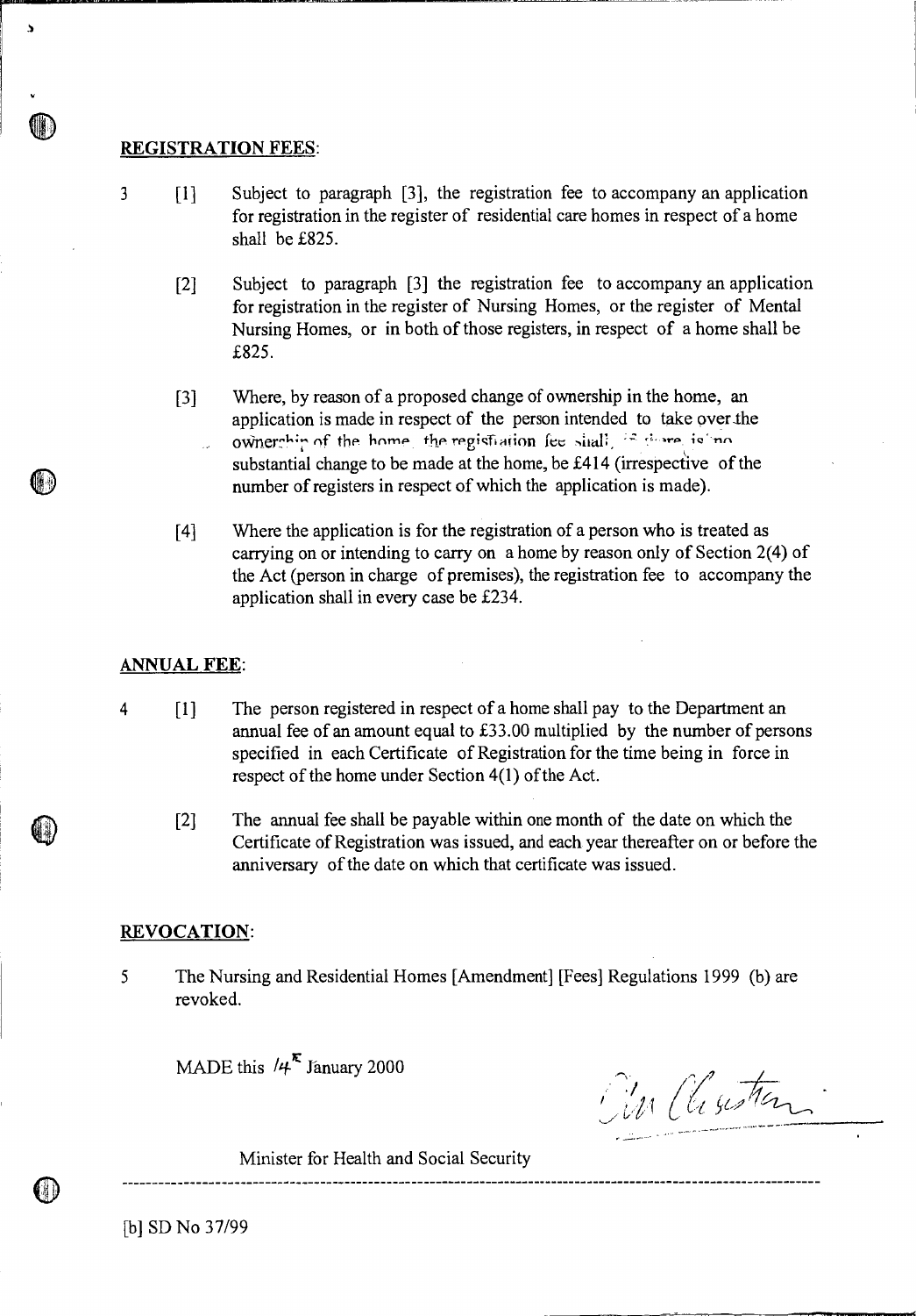**REGISTRATION FEES**:

3 [1] Subject to paragraph [3], the registration fee to accompany an application for registration in the register of residential care homes in respect of a home shall be £825.

[2] Subject to paragraph [3] the registration fee to accompany an application for registration in the register of Nursing Homes, or the register of Mental Nursing Homes, or in both of those registers, in respect of a home shall be £825.

[3] Where, by reason of a proposed change of ownership in the home, an application is made in respect of the person intended to take over the ownership of the home, the registration fee shall, if there is no substantial change to be made at the home, be £414 (irrespective of the number of registers in respect of which the application is made).

[4] Where the application is for the registration of a person who is treated as carrying on or intending to carry on a home by reason only of Section 2(4) of the Act (person in charge of premises), the registration fee to accompany the application shall in every case be £234.

**ANNUAL FEE**:

4 [1] The person registered in respect of a home shall pay to the Department an annual fee of an amount equal to £33.00 multiplied by the number of persons specified in each Certificate of Registration for the time being in force in respect of the home under Section 4(1) of the Act.

[2] The annual fee shall be payable within one month of the date on which the Certificate of Registration was issued, and each year thereafter on or before the anniversary of the date on which that certificate was issued.

**REVOCATION**:

5 The Nursing and Residential Homes [Amendment] [Fees] Regulations 1999 (b) are revoked.

MADE this 14[th] January 2000

Minister for Health and Social Security

[b] SD No 37/99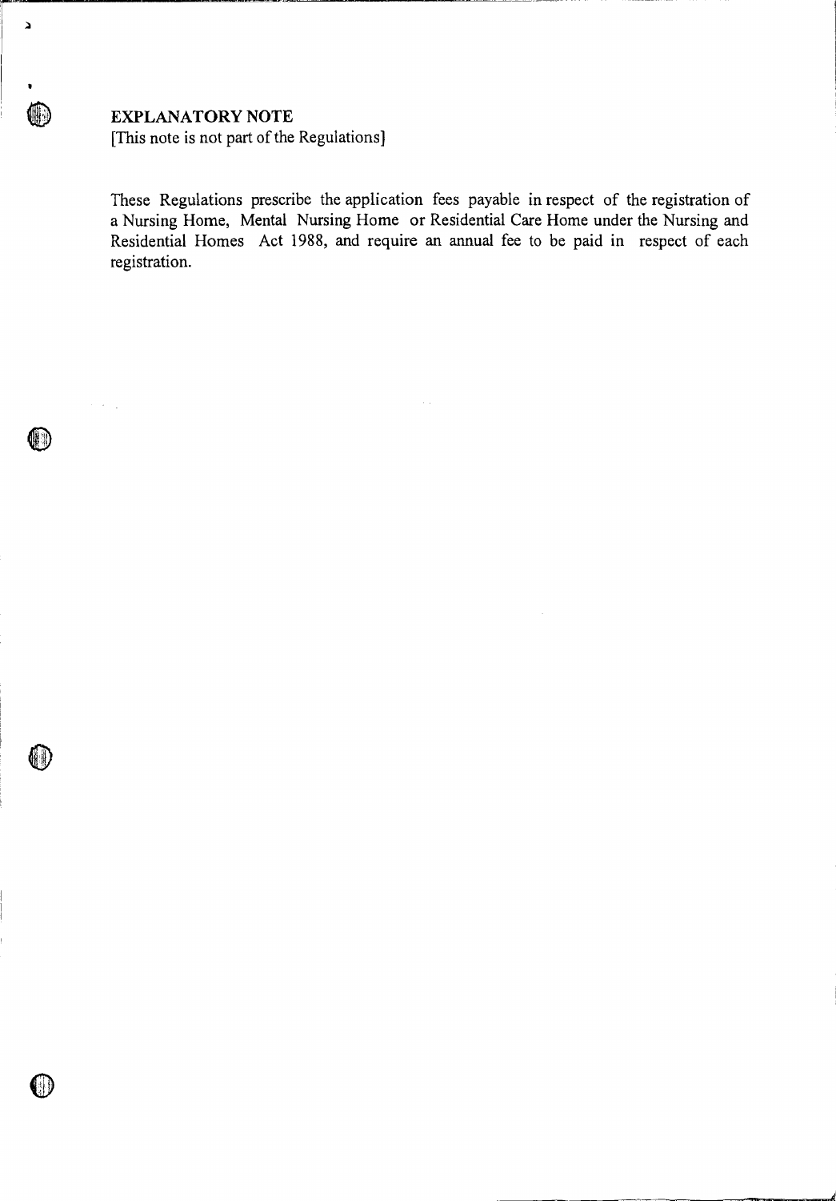## EXPLANATORY NOTE

[This note is not part of the Regulations]

These Regulations prescribe the application fees payable in respect of the registration of a Nursing Home, Mental Nursing Home or Residential Care Home under the Nursing and Residential Homes Act 1988, and require an annual fee to be paid in respect of each registration.